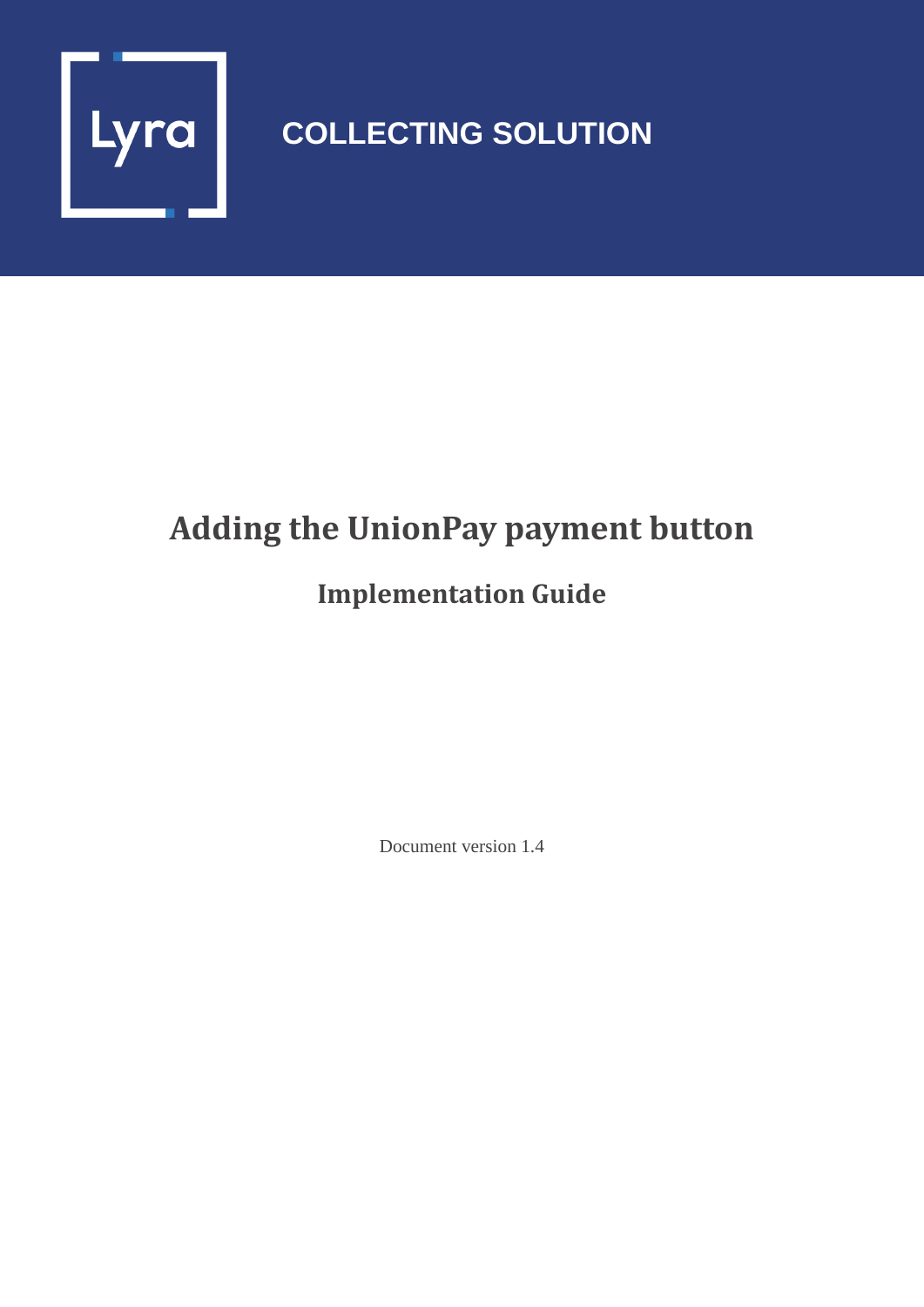Lyra

COLLECTING SOLUTION

# Adding the UnionPay payment button

## Implementation Guide

Document version 1.4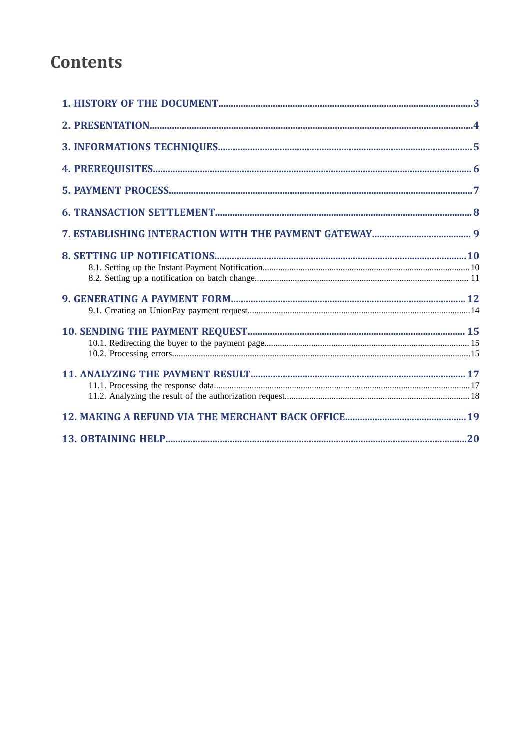# Contents

**1. HISTORY OF THE DOCUMENT......................................................................................................3**

**2. PRESENTATION..........................................................................................................................4**

**3. INFORMATIONS TECHNIQUES......................................................................................................5**

**4. PREREQUISITES.........................................................................................................................6**

**5. PAYMENT PROCESS....................................................................................................................7**

**6. TRANSACTION SETTLEMENT........................................................................................................8**

**7. ESTABLISHING INTERACTION WITH THE PAYMENT GATEWAY.........................................9**

**8. SETTING UP NOTIFICATIONS......................................................................................................10**

8.1. Setting up the Instant Payment Notification..........................................................................10

8.2. Setting up a notification on batch change.............................................................................11

**9. GENERATING A PAYMENT FORM..............................................................................................12**

9.1. Creating an UnionPay payment request..................................................................................14

**10. SENDING THE PAYMENT REQUEST........................................................................................15**

10.1. Redirecting the buyer to the payment page..........................................................................15

10.2. Processing errors....................................................................................................................15

**11. ANALYZING THE PAYMENT RESULT.......................................................................................17**

11.1. Processing the response data.................................................................................................17

11.2. Analyzing the result of the authorization request.................................................................18

**12. MAKING A REFUND VIA THE MERCHANT BACK OFFICE.................................................19**

**13. OBTAINING HELP.......................................................................................................................20**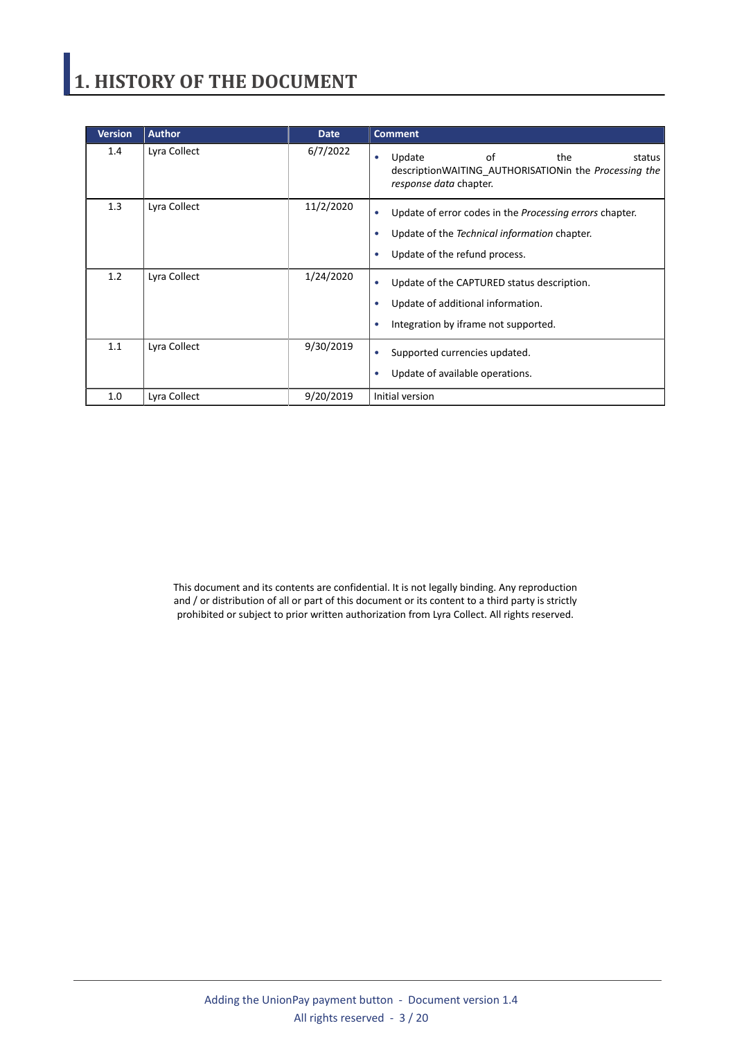# 1. HISTORY OF THE DOCUMENT

| Version | Author | Date | Comment |
| --- | --- | --- | --- |
| 1.4 | Lyra Collect | 6/7/2022 | • Update of the status descriptionWAITING_AUTHORISATIONin the *Processing the response data* chapter. |
| 1.3 | Lyra Collect | 11/2/2020 | • Update of error codes in the *Processing errors* chapter. <br> • Update of the *Technical information* chapter. <br> • Update of the refund process. |
| 1.2 | Lyra Collect | 1/24/2020 | • Update of the CAPTURED status description. <br> • Update of additional information. <br> • Integration by iframe not supported. |
| 1.1 | Lyra Collect | 9/30/2019 | • Supported currencies updated. <br> • Update of available operations. |
| 1.0 | Lyra Collect | 9/20/2019 | Initial version |

This document and its contents are confidential. It is not legally binding. Any reproduction and / or distribution of all or part of this document or its content to a third party is strictly prohibited or subject to prior written authorization from Lyra Collect. All rights reserved.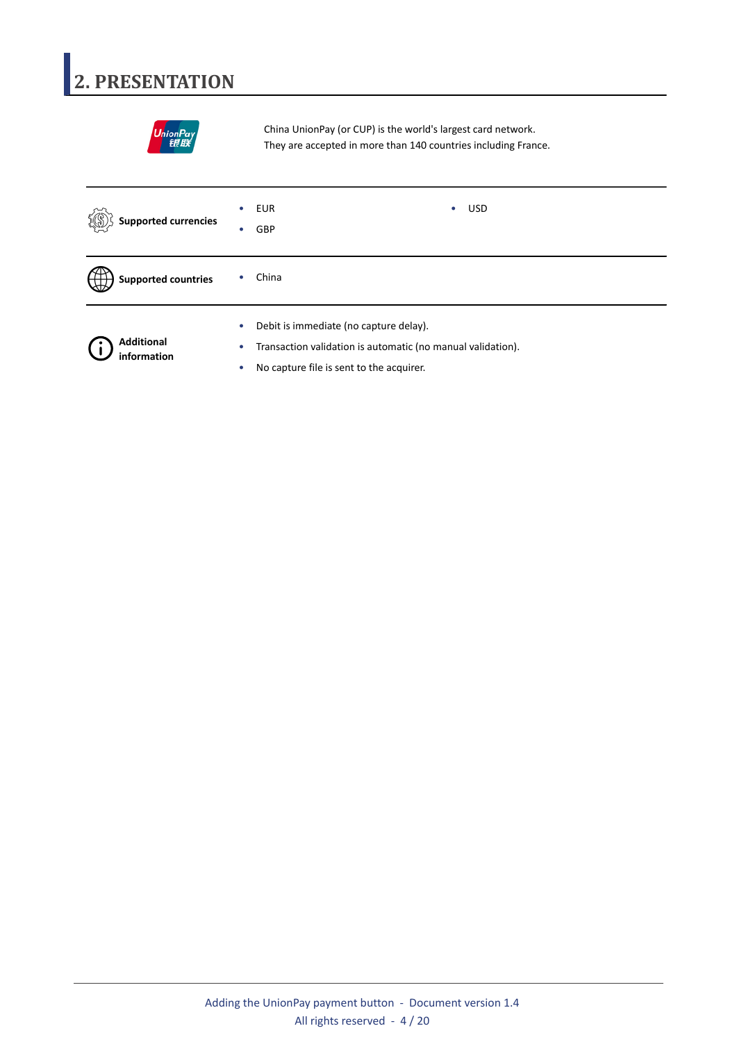# 2. PRESENTATION

China UnionPay (or CUP) is the world's largest card network.
They are accepted in more than 140 countries including France.

**Supported currencies**

- EUR
- GBP
- USD

**Supported countries**

- China

**Additional information**

- Debit is immediate (no capture delay).
- Transaction validation is automatic (no manual validation).
- No capture file is sent to the acquirer.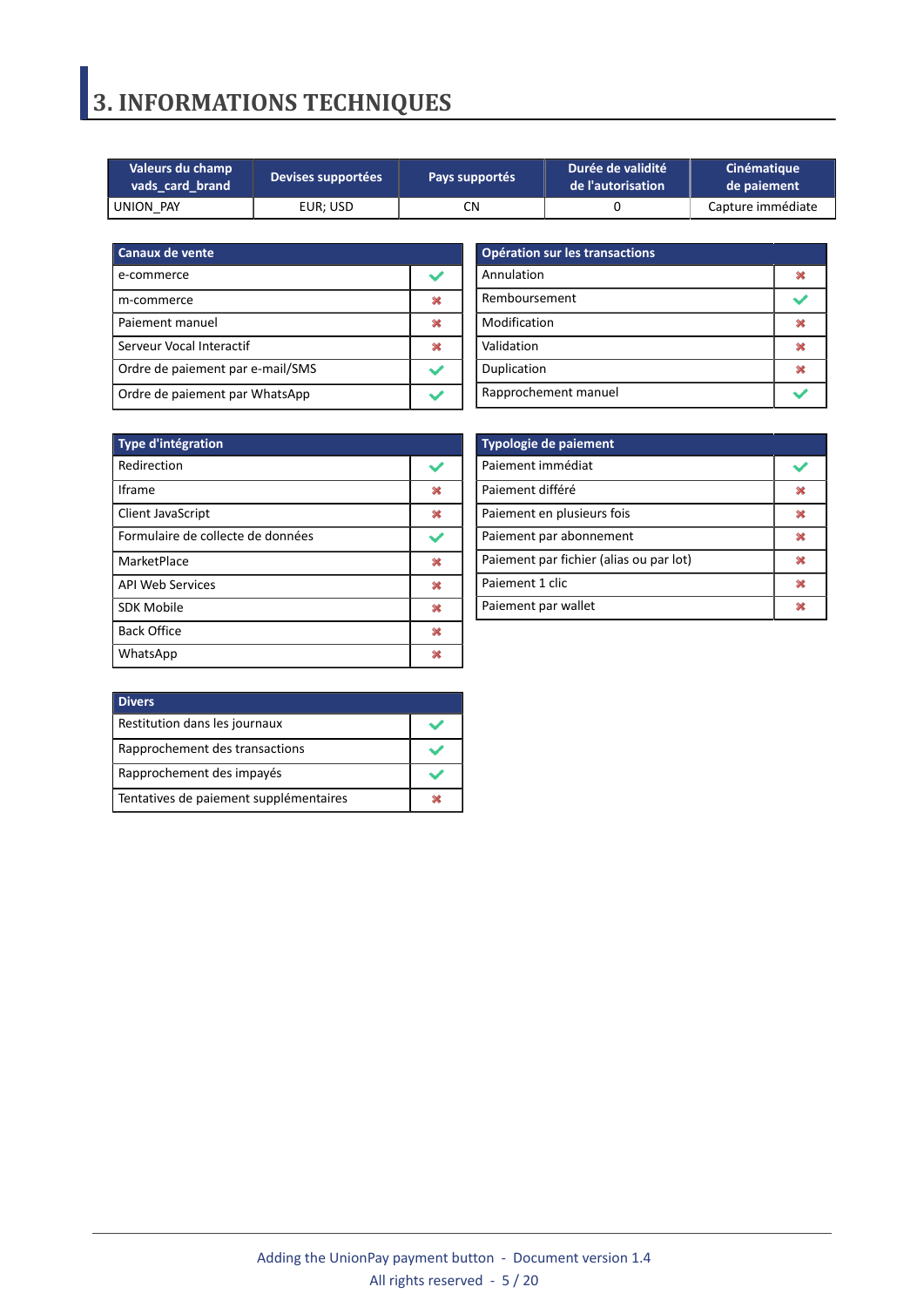# 3. INFORMATIONS TECHNIQUES

| Valeurs du champ vads_card_brand | Devises supportées | Pays supportés | Durée de validité de l'autorisation | Cinématique de paiement |
|---|---|---|---|---|
| UNION_PAY | EUR; USD | CN | 0 | Capture immédiate |

| Canaux de vente | |
|---|---|
| e-commerce | ✔ |
| m-commerce | ✖ |
| Paiement manuel | ✖ |
| Serveur Vocal Interactif | ✖ |
| Ordre de paiement par e-mail/SMS | ✔ |
| Ordre de paiement par WhatsApp | ✔ |

| Opération sur les transactions | |
|---|---|
| Annulation | ✖ |
| Remboursement | ✔ |
| Modification | ✖ |
| Validation | ✖ |
| Duplication | ✖ |
| Rapprochement manuel | ✔ |

| Type d'intégration | |
|---|---|
| Redirection | ✔ |
| Iframe | ✖ |
| Client JavaScript | ✖ |
| Formulaire de collecte de données | ✔ |
| MarketPlace | ✖ |
| API Web Services | ✖ |
| SDK Mobile | ✖ |
| Back Office | ✖ |
| WhatsApp | ✖ |

| Typologie de paiement | |
|---|---|
| Paiement immédiat | ✔ |
| Paiement différé | ✖ |
| Paiement en plusieurs fois | ✖ |
| Paiement par abonnement | ✖ |
| Paiement par fichier (alias ou par lot) | ✖ |
| Paiement 1 clic | ✖ |
| Paiement par wallet | ✖ |

| Divers | |
|---|---|
| Restitution dans les journaux | ✔ |
| Rapprochement des transactions | ✔ |
| Rapprochement des impayés | ✔ |
| Tentatives de paiement supplémentaires | ✖ |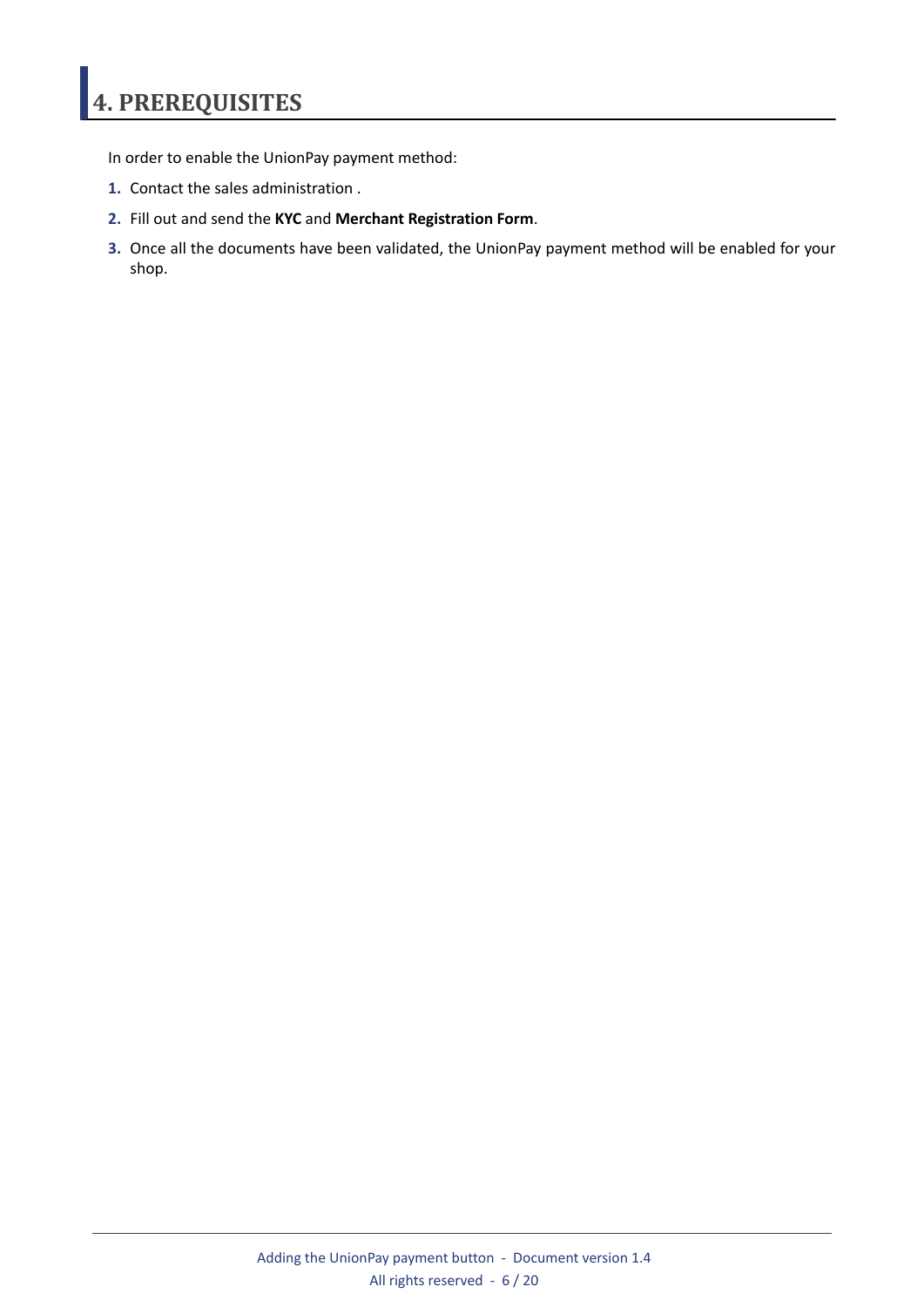# 4. PREREQUISITES

In order to enable the UnionPay payment method:

1. Contact the sales administration .
2. Fill out and send the **KYC** and **Merchant Registration Form**.
3. Once all the documents have been validated, the UnionPay payment method will be enabled for your shop.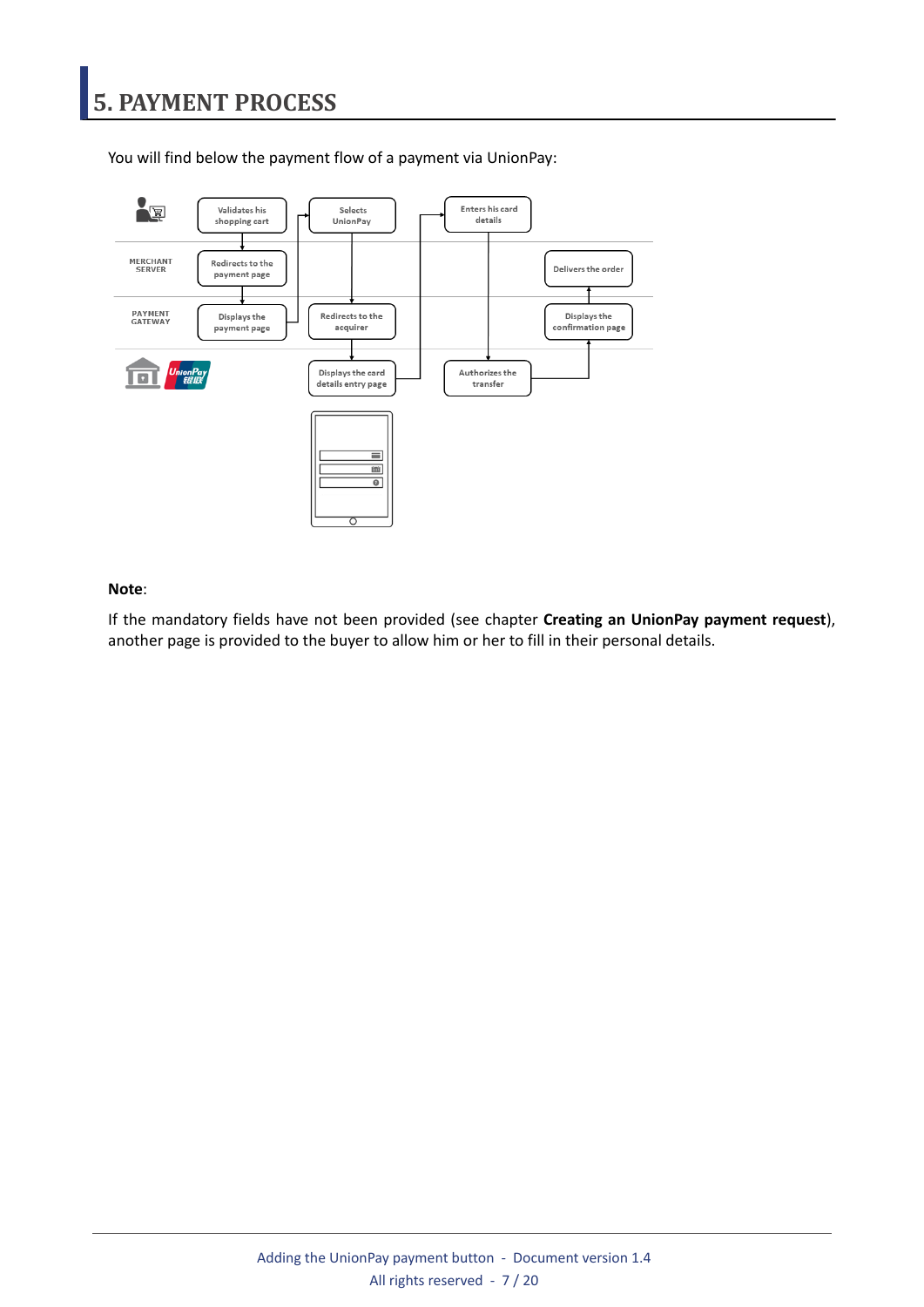# 5. PAYMENT PROCESS

You will find below the payment flow of a payment via UnionPay:

MERCHANT SERVER

PAYMENT GATEWAY

Validates his shopping cart

Redirects to the payment page

Displays the payment page

Selects UnionPay

Redirects to the acquirer

Displays the card details entry page

Enters his card details

Authorizes the transfer

Displays the confirmation page

Delivers the order

**Note**:

If the mandatory fields have not been provided (see chapter **Creating an UnionPay payment request**), another page is provided to the buyer to allow him or her to fill in their personal details.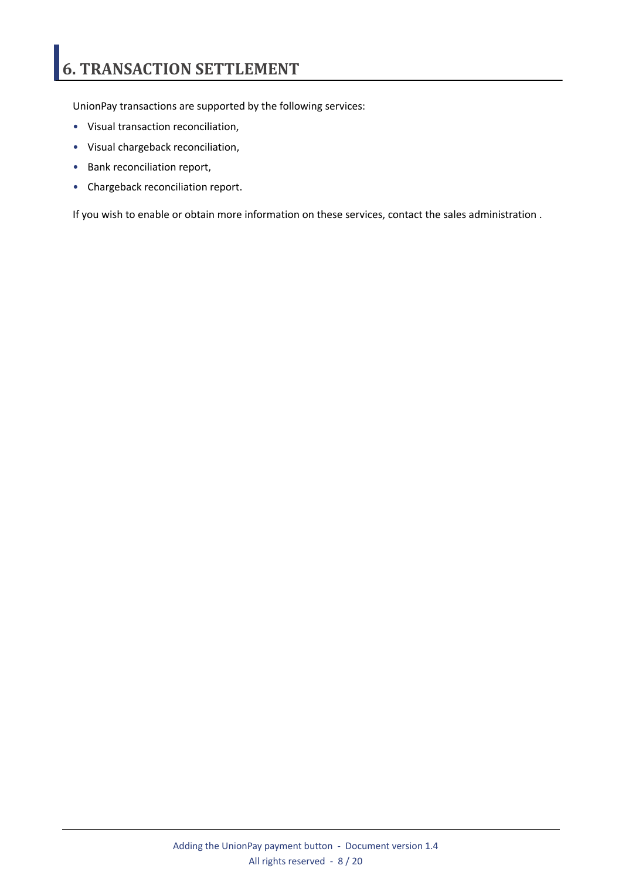# 6. TRANSACTION SETTLEMENT

UnionPay transactions are supported by the following services:

- Visual transaction reconciliation,
- Visual chargeback reconciliation,
- Bank reconciliation report,
- Chargeback reconciliation report.

If you wish to enable or obtain more information on these services, contact the sales administration .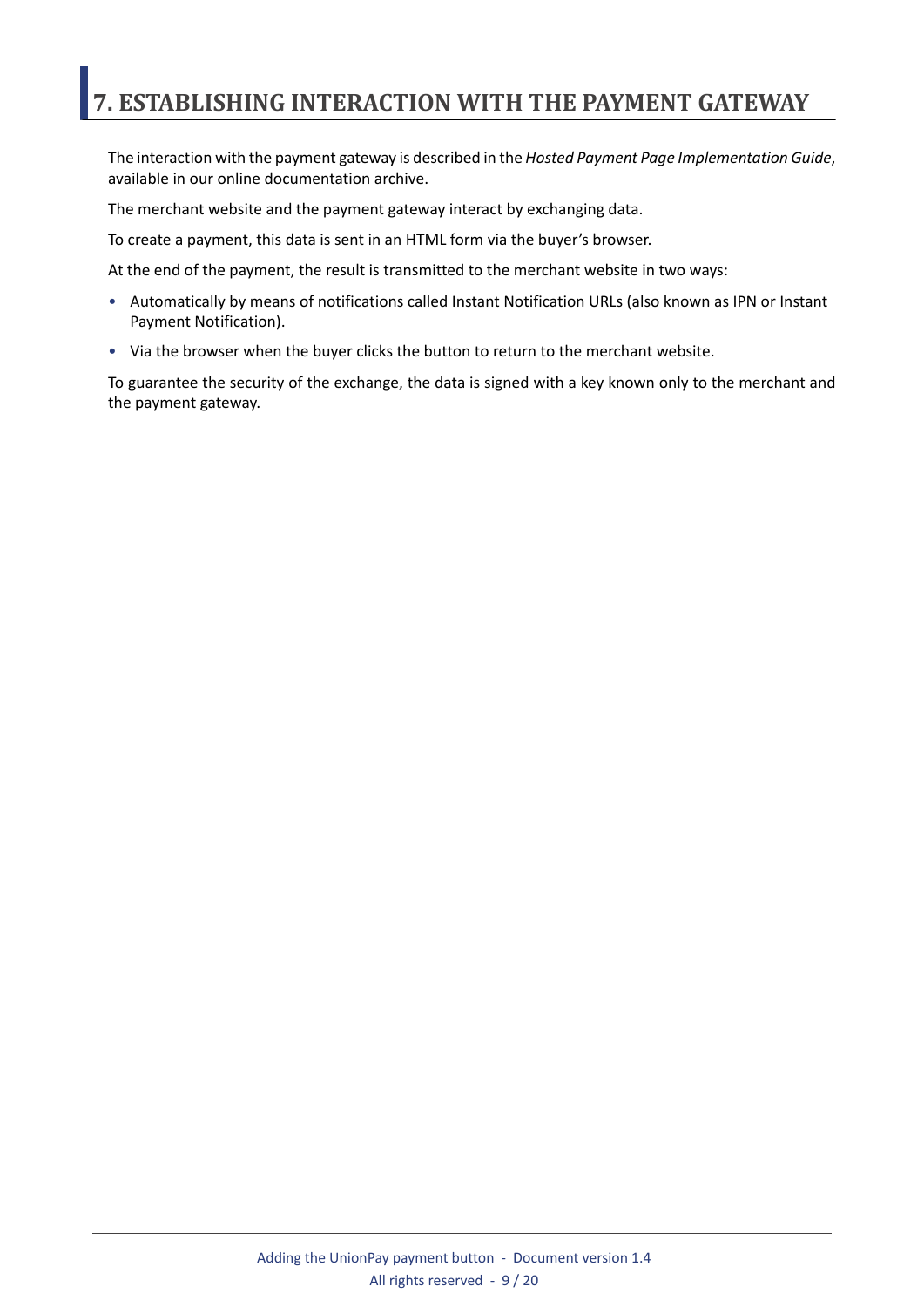# 7. ESTABLISHING INTERACTION WITH THE PAYMENT GATEWAY

The interaction with the payment gateway is described in the *Hosted Payment Page Implementation Guide*, available in our online documentation archive.

The merchant website and the payment gateway interact by exchanging data.

To create a payment, this data is sent in an HTML form via the buyer's browser.

At the end of the payment, the result is transmitted to the merchant website in two ways:

- Automatically by means of notifications called Instant Notification URLs (also known as IPN or Instant Payment Notification).
- Via the browser when the buyer clicks the button to return to the merchant website.

To guarantee the security of the exchange, the data is signed with a key known only to the merchant and the payment gateway.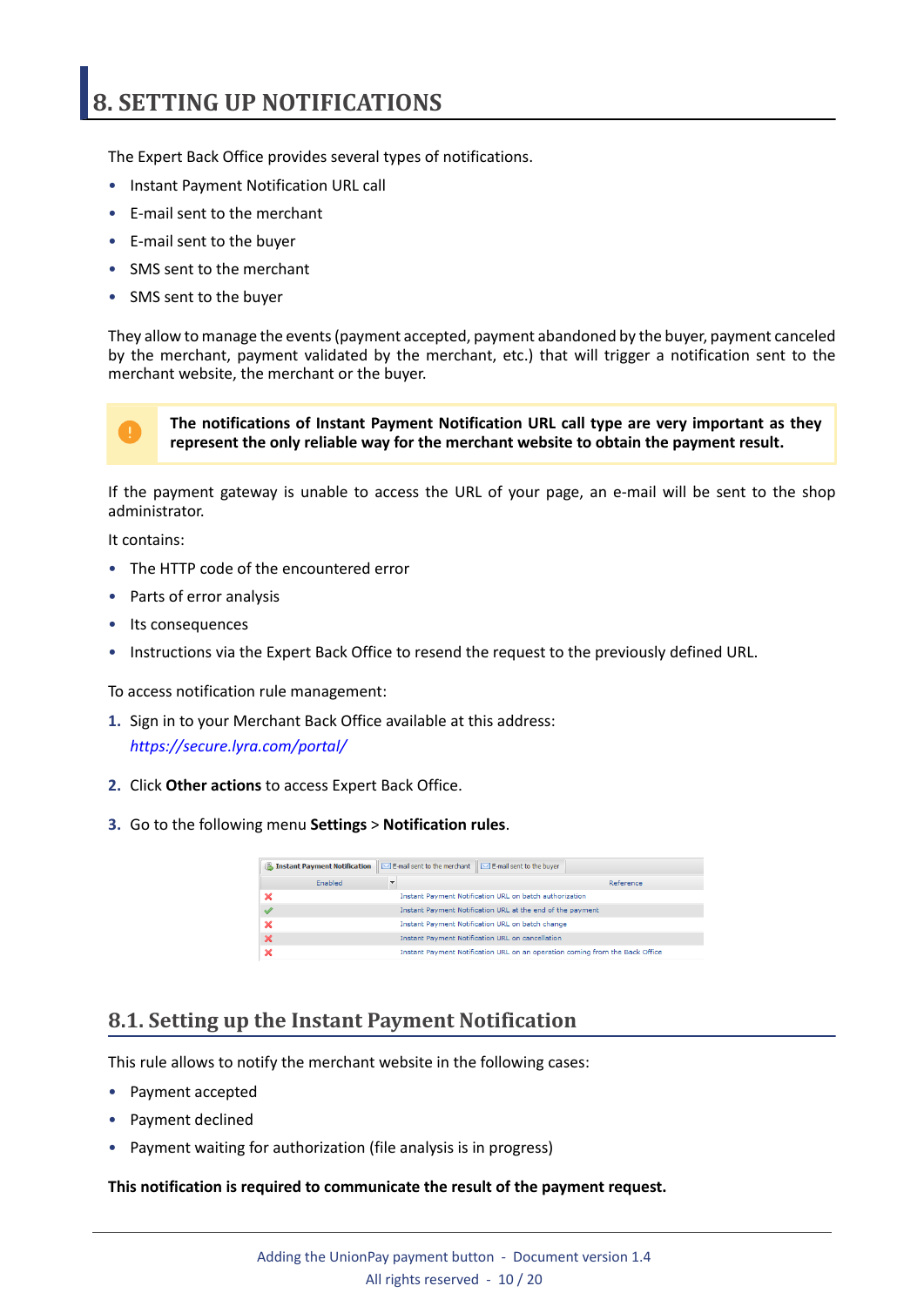# 8. SETTING UP NOTIFICATIONS

The Expert Back Office provides several types of notifications.

- Instant Payment Notification URL call
- E-mail sent to the merchant
- E-mail sent to the buyer
- SMS sent to the merchant
- SMS sent to the buyer

They allow to manage the events (payment accepted, payment abandoned by the buyer, payment canceled by the merchant, payment validated by the merchant, etc.) that will trigger a notification sent to the merchant website, the merchant or the buyer.

> **The notifications of Instant Payment Notification URL call type are very important as they represent the only reliable way for the merchant website to obtain the payment result.**

If the payment gateway is unable to access the URL of your page, an e-mail will be sent to the shop administrator.

It contains:

- The HTTP code of the encountered error
- Parts of error analysis
- Its consequences
- Instructions via the Expert Back Office to resend the request to the previously defined URL.

To access notification rule management:

1. Sign in to your Merchant Back Office available at this address:
   *https://secure.lyra.com/portal/*
2. Click **Other actions** to access Expert Back Office.
3. Go to the following menu **Settings** > **Notification rules**.

Instant Payment Notification | E-mail sent to the merchant | E-mail sent to the buyer

| Enabled | Reference |
|---|---|
| ✗ | Instant Payment Notification URL on batch authorization |
| ✓ | Instant Payment Notification URL at the end of the payment |
| ✗ | Instant Payment Notification URL on batch change |
| ✗ | Instant Payment Notification URL on cancellation |
| ✗ | Instant Payment Notification URL on an operation coming from the Back Office |

## 8.1. Setting up the Instant Payment Notification

This rule allows to notify the merchant website in the following cases:

- Payment accepted
- Payment declined
- Payment waiting for authorization (file analysis is in progress)

**This notification is required to communicate the result of the payment request.**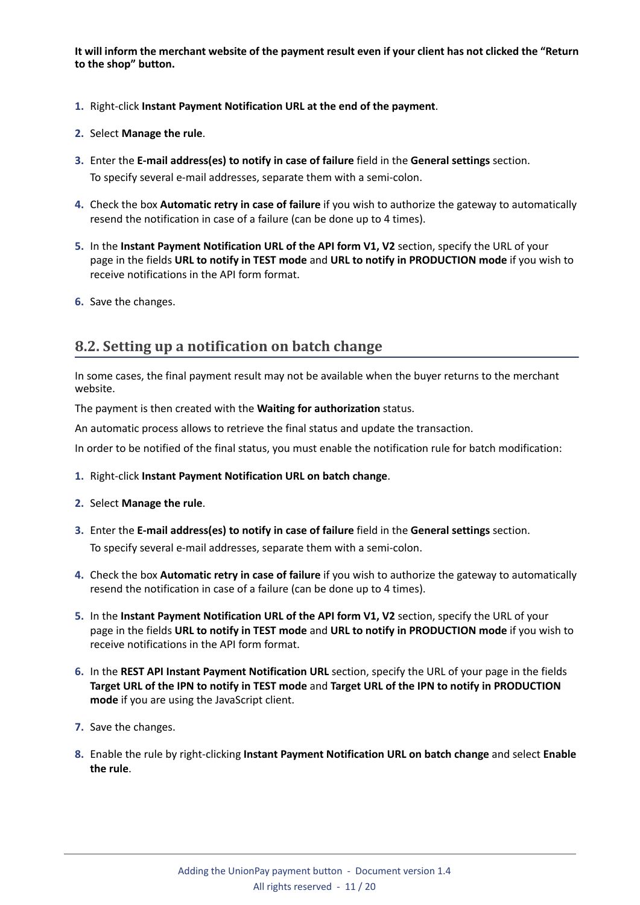**It will inform the merchant website of the payment result even if your client has not clicked the "Return to the shop" button.**

1. Right-click **Instant Payment Notification URL at the end of the payment**.
2. Select **Manage the rule**.
3. Enter the **E-mail address(es) to notify in case of failure** field in the **General settings** section.
   To specify several e-mail addresses, separate them with a semi-colon.
4. Check the box **Automatic retry in case of failure** if you wish to authorize the gateway to automatically resend the notification in case of a failure (can be done up to 4 times).
5. In the **Instant Payment Notification URL of the API form V1, V2** section, specify the URL of your page in the fields **URL to notify in TEST mode** and **URL to notify in PRODUCTION mode** if you wish to receive notifications in the API form format.
6. Save the changes.

## 8.2. Setting up a notification on batch change

In some cases, the final payment result may not be available when the buyer returns to the merchant website.

The payment is then created with the **Waiting for authorization** status.

An automatic process allows to retrieve the final status and update the transaction.

In order to be notified of the final status, you must enable the notification rule for batch modification:

1. Right-click **Instant Payment Notification URL on batch change**.
2. Select **Manage the rule**.
3. Enter the **E-mail address(es) to notify in case of failure** field in the **General settings** section.
   To specify several e-mail addresses, separate them with a semi-colon.
4. Check the box **Automatic retry in case of failure** if you wish to authorize the gateway to automatically resend the notification in case of a failure (can be done up to 4 times).
5. In the **Instant Payment Notification URL of the API form V1, V2** section, specify the URL of your page in the fields **URL to notify in TEST mode** and **URL to notify in PRODUCTION mode** if you wish to receive notifications in the API form format.
6. In the **REST API Instant Payment Notification URL** section, specify the URL of your page in the fields **Target URL of the IPN to notify in TEST mode** and **Target URL of the IPN to notify in PRODUCTION mode** if you are using the JavaScript client.
7. Save the changes.
8. Enable the rule by right-clicking **Instant Payment Notification URL on batch change** and select **Enable the rule**.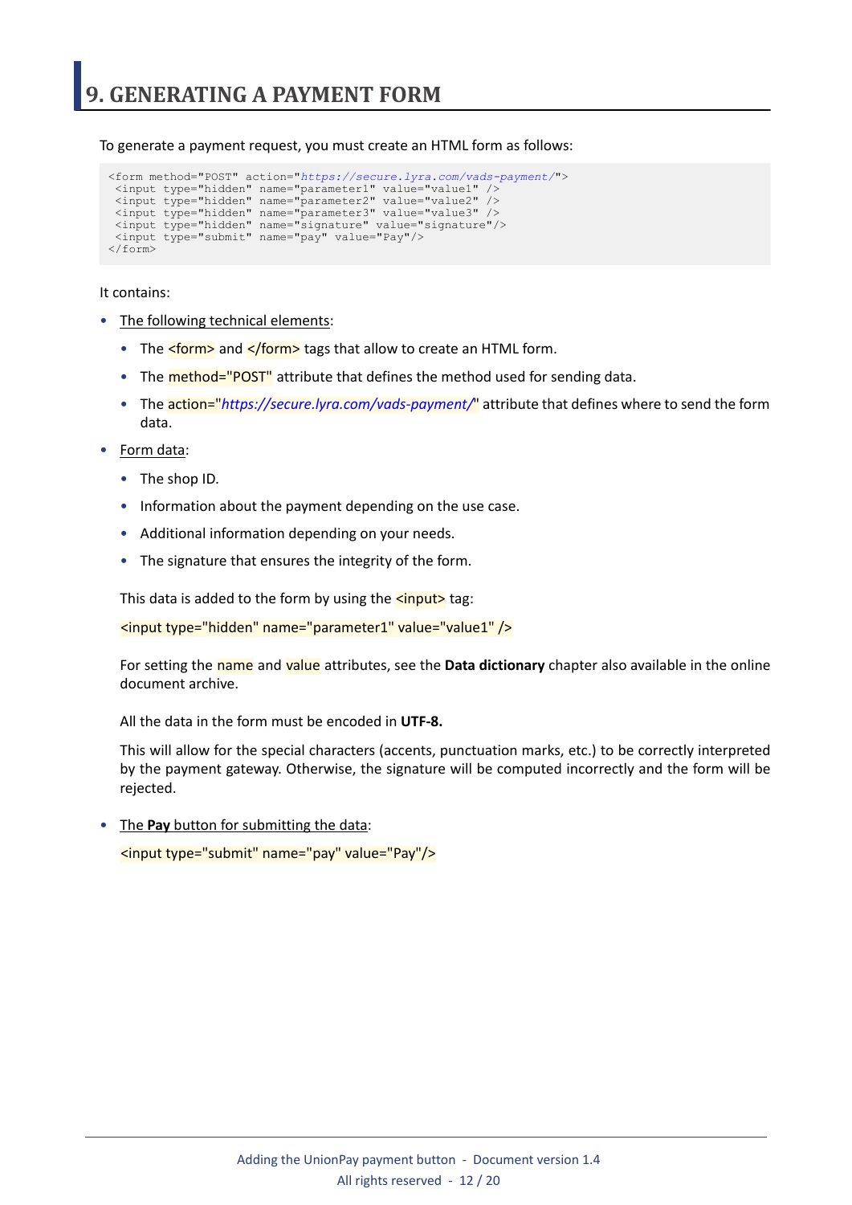# 9. GENERATING A PAYMENT FORM

To generate a payment request, you must create an HTML form as follows:

```
<form method="POST" action="https://secure.lyra.com/vads-payment/">
 <input type="hidden" name="parameter1" value="value1" />
 <input type="hidden" name="parameter2" value="value2" />
 <input type="hidden" name="parameter3" value="value3" />
 <input type="hidden" name="signature" value="signature"/>
 <input type="submit" name="pay" value="Pay"/>
</form>
```

It contains:

- The following technical elements:
  - The `<form>` and `</form>` tags that allow to create an HTML form.
  - The `method="POST"` attribute that defines the method used for sending data.
  - The `action="https://secure.lyra.com/vads-payment/"` attribute that defines where to send the form data.
- Form data:
  - The shop ID.
  - Information about the payment depending on the use case.
  - Additional information depending on your needs.
  - The signature that ensures the integrity of the form.

  This data is added to the form by using the `<input>` tag:

  `<input type="hidden" name="parameter1" value="value1" />`

  For setting the `name` and `value` attributes, see the **Data dictionary** chapter also available in the online document archive.

  All the data in the form must be encoded in **UTF-8.**

  This will allow for the special characters (accents, punctuation marks, etc.) to be correctly interpreted by the payment gateway. Otherwise, the signature will be computed incorrectly and the form will be rejected.

- The **Pay** button for submitting the data:

  `<input type="submit" name="pay" value="Pay"/>`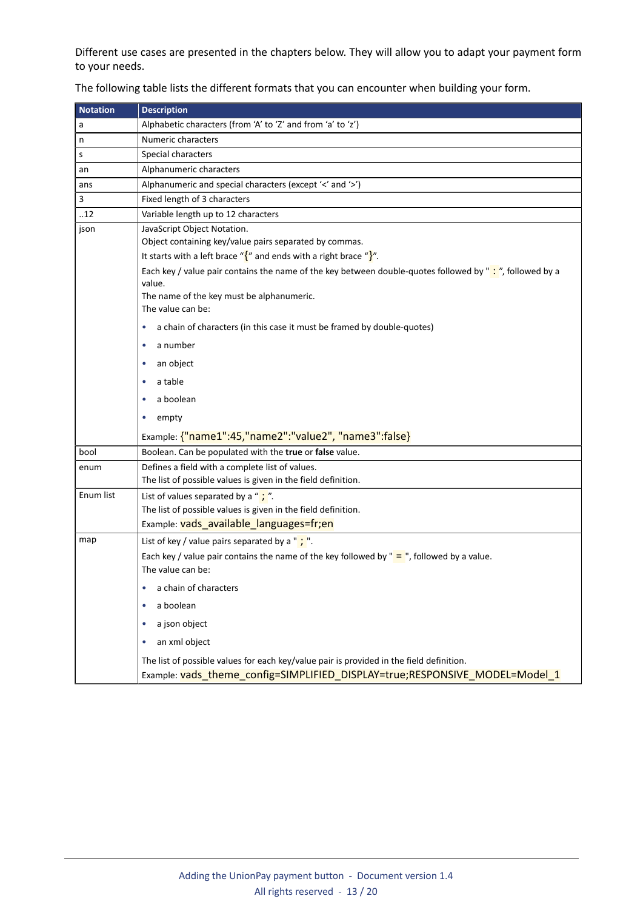Different use cases are presented in the chapters below. They will allow you to adapt your payment form to your needs.

The following table lists the different formats that you can encounter when building your form.

| Notation | Description |
| --- | --- |
| a | Alphabetic characters (from 'A' to 'Z' and from 'a' to 'z') |
| n | Numeric characters |
| s | Special characters |
| an | Alphanumeric characters |
| ans | Alphanumeric and special characters (except '<' and '>') |
| 3 | Fixed length of 3 characters |
| ..12 | Variable length up to 12 characters |
| json | JavaScript Object Notation.<br>Object containing key/value pairs separated by commas.<br>It starts with a left brace "{" and ends with a right brace "}".<br>Each key / value pair contains the name of the key between double-quotes followed by " : ", followed by a value.<br>The name of the key must be alphanumeric.<br>The value can be:<br>• a chain of characters (in this case it must be framed by double-quotes)<br>• a number<br>• an object<br>• a table<br>• a boolean<br>• empty<br>Example: `{"name1":45,"name2":"value2", "name3":false}` |
| bool | Boolean. Can be populated with the **true** or **false** value. |
| enum | Defines a field with a complete list of values.<br>The list of possible values is given in the field definition. |
| Enum list | List of values separated by a " ; ".<br>The list of possible values is given in the field definition.<br>Example: `vads_available_languages=fr;en` |
| map | List of key / value pairs separated by a " ; ".<br>Each key / value pair contains the name of the key followed by " = ", followed by a value.<br>The value can be:<br>• a chain of characters<br>• a boolean<br>• a json object<br>• an xml object<br>The list of possible values for each key/value pair is provided in the field definition.<br>Example: `vads_theme_config=SIMPLIFIED_DISPLAY=true;RESPONSIVE_MODEL=Model_1` |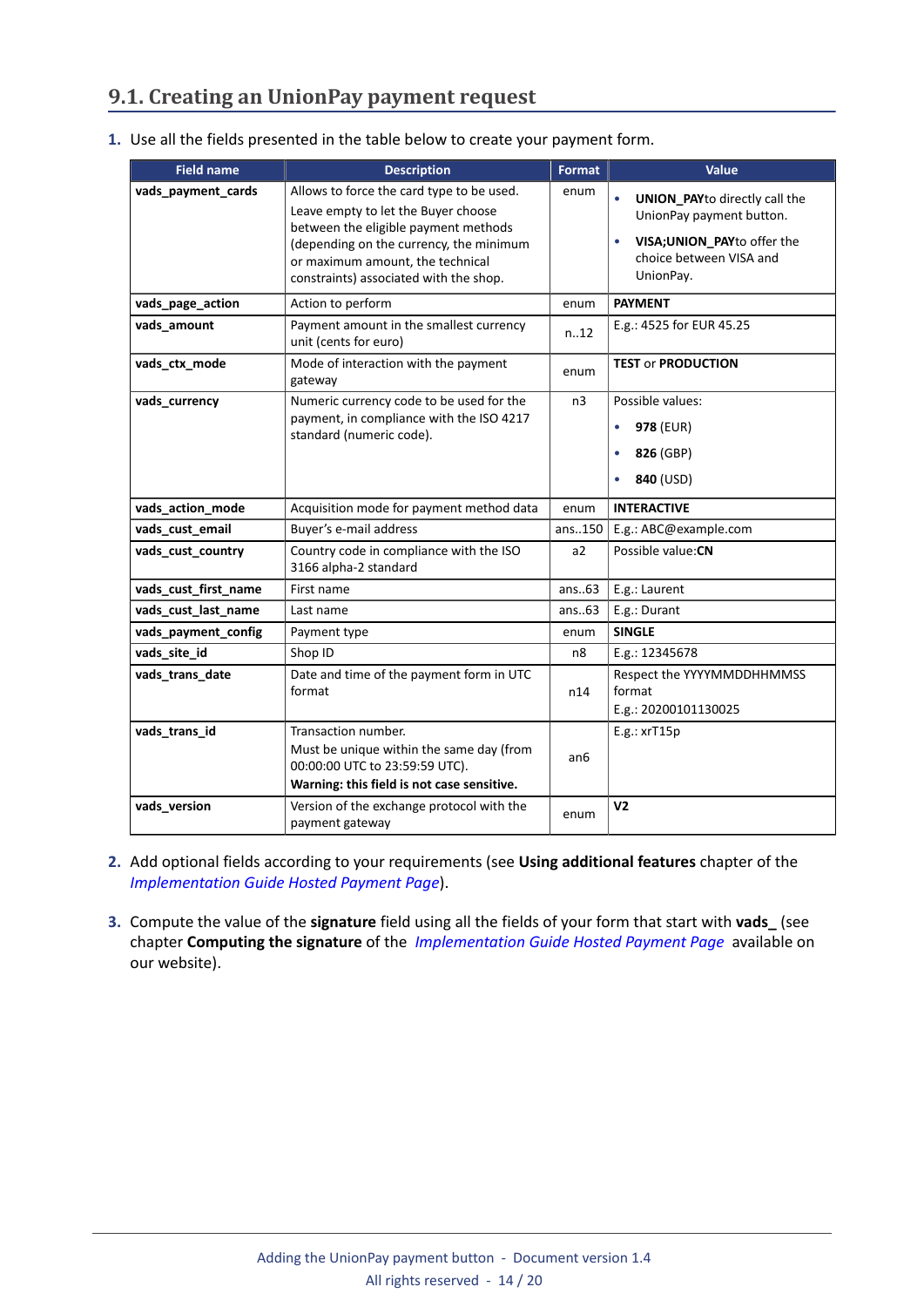## 9.1. Creating an UnionPay payment request

1. Use all the fields presented in the table below to create your payment form.

| Field name | Description | Format | Value |
| --- | --- | --- | --- |
| **vads_payment_cards** | Allows to force the card type to be used.<br>Leave empty to let the Buyer choose between the eligible payment methods (depending on the currency, the minimum or maximum amount, the technical constraints) associated with the shop. | enum | • **UNION_PAY**to directly call the UnionPay payment button.<br>• **VISA;UNION_PAY**to offer the choice between VISA and UnionPay. |
| **vads_page_action** | Action to perform | enum | **PAYMENT** |
| **vads_amount** | Payment amount in the smallest currency unit (cents for euro) | n..12 | E.g.: 4525 for EUR 45.25 |
| **vads_ctx_mode** | Mode of interaction with the payment gateway | enum | **TEST** or **PRODUCTION** |
| **vads_currency** | Numeric currency code to be used for the payment, in compliance with the ISO 4217 standard (numeric code). | n3 | Possible values:<br>• **978** (EUR)<br>• **826** (GBP)<br>• **840** (USD) |
| **vads_action_mode** | Acquisition mode for payment method data | enum | **INTERACTIVE** |
| **vads_cust_email** | Buyer's e-mail address | ans..150 | E.g.: ABC@example.com |
| **vads_cust_country** | Country code in compliance with the ISO 3166 alpha-2 standard | a2 | Possible value:**CN** |
| **vads_cust_first_name** | First name | ans..63 | E.g.: Laurent |
| **vads_cust_last_name** | Last name | ans..63 | E.g.: Durant |
| **vads_payment_config** | Payment type | enum | **SINGLE** |
| **vads_site_id** | Shop ID | n8 | E.g.: 12345678 |
| **vads_trans_date** | Date and time of the payment form in UTC format | n14 | Respect the YYYYMMDDHHMMSS format<br>E.g.: 20200101130025 |
| **vads_trans_id** | Transaction number.<br>Must be unique within the same day (from 00:00:00 UTC to 23:59:59 UTC).<br>**Warning: this field is not case sensitive.** | an6 | E.g.: xrT15p |
| **vads_version** | Version of the exchange protocol with the payment gateway | enum | **V2** |

2. Add optional fields according to your requirements (see **Using additional features** chapter of the *Implementation Guide Hosted Payment Page*).

3. Compute the value of the **signature** field using all the fields of your form that start with **vads_** (see chapter **Computing the signature** of the *Implementation Guide Hosted Payment Page* available on our website).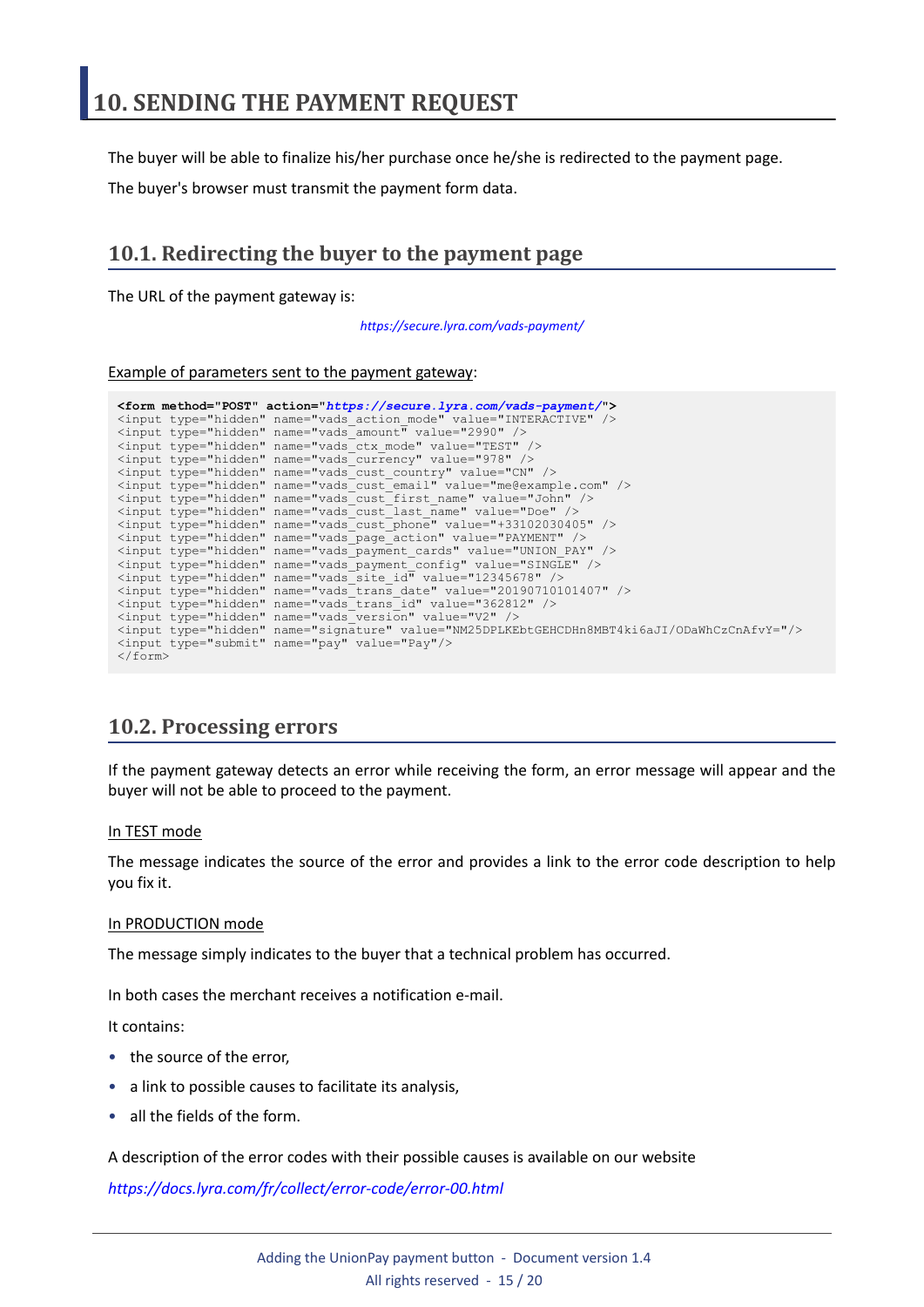# 10. SENDING THE PAYMENT REQUEST

The buyer will be able to finalize his/her purchase once he/she is redirected to the payment page.

The buyer's browser must transmit the payment form data.

## 10.1. Redirecting the buyer to the payment page

The URL of the payment gateway is:

*https://secure.lyra.com/vads-payment/*

Example of parameters sent to the payment gateway:

```
<form method="POST" action="https://secure.lyra.com/vads-payment/">
<input type="hidden" name="vads_action_mode" value="INTERACTIVE" />
<input type="hidden" name="vads_amount" value="2990" />
<input type="hidden" name="vads_ctx_mode" value="TEST" />
<input type="hidden" name="vads_currency" value="978" />
<input type="hidden" name="vads_cust_country" value="CN" />
<input type="hidden" name="vads_cust_email" value="me@example.com" />
<input type="hidden" name="vads_cust_first_name" value="John" />
<input type="hidden" name="vads_cust_last_name" value="Doe" />
<input type="hidden" name="vads_cust_phone" value="+33102030405" />
<input type="hidden" name="vads_page_action" value="PAYMENT" />
<input type="hidden" name="vads_payment_cards" value="UNION_PAY" />
<input type="hidden" name="vads_payment_config" value="SINGLE" />
<input type="hidden" name="vads_site_id" value="12345678" />
<input type="hidden" name="vads_trans_date" value="20190710101407" />
<input type="hidden" name="vads_trans_id" value="362812" />
<input type="hidden" name="vads_version" value="V2" />
<input type="hidden" name="signature" value="NM25DPLKEbtGEHCDHn8MBT4ki6aJI/ODaWhCzCnAfvY="/>
<input type="submit" name="pay" value="Pay"/>
</form>
```

## 10.2. Processing errors

If the payment gateway detects an error while receiving the form, an error message will appear and the buyer will not be able to proceed to the payment.

In TEST mode

The message indicates the source of the error and provides a link to the error code description to help you fix it.

In PRODUCTION mode

The message simply indicates to the buyer that a technical problem has occurred.

In both cases the merchant receives a notification e-mail.

It contains:

- the source of the error,
- a link to possible causes to facilitate its analysis,
- all the fields of the form.

A description of the error codes with their possible causes is available on our website

*https://docs.lyra.com/fr/collect/error-code/error-00.html*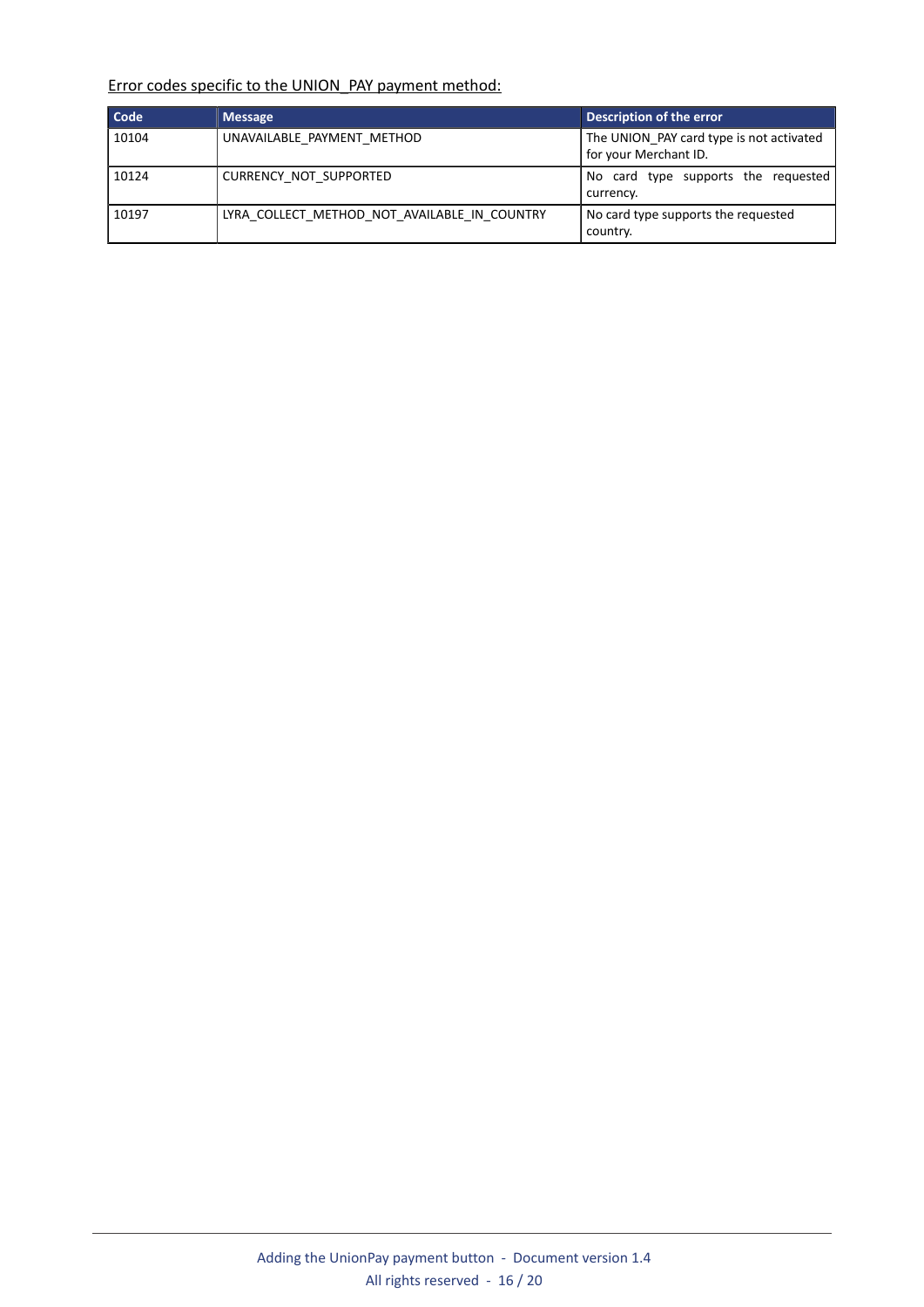Error codes specific to the UNION_PAY payment method:

| Code | Message | Description of the error |
|---|---|---|
| 10104 | UNAVAILABLE_PAYMENT_METHOD | The UNION_PAY card type is not activated for your Merchant ID. |
| 10124 | CURRENCY_NOT_SUPPORTED | No card type supports the requested currency. |
| 10197 | LYRA_COLLECT_METHOD_NOT_AVAILABLE_IN_COUNTRY | No card type supports the requested country. |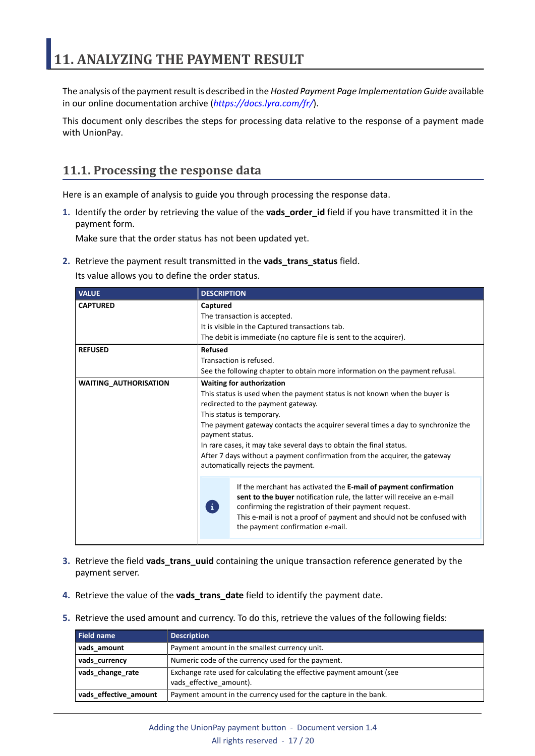# 11. ANALYZING THE PAYMENT RESULT

The analysis of the payment result is described in the *Hosted Payment Page Implementation Guide* available in our online documentation archive (*https://docs.lyra.com/fr/*).

This document only describes the steps for processing data relative to the response of a payment made with UnionPay.

## 11.1. Processing the response data

Here is an example of analysis to guide you through processing the response data.

1. Identify the order by retrieving the value of the **vads_order_id** field if you have transmitted it in the payment form.

   Make sure that the order status has not been updated yet.

2. Retrieve the payment result transmitted in the **vads_trans_status** field.

   Its value allows you to define the order status.

| VALUE | DESCRIPTION |
|---|---|
| **CAPTURED** | **Captured**<br>The transaction is accepted.<br>It is visible in the Captured transactions tab.<br>The debit is immediate (no capture file is sent to the acquirer). |
| **REFUSED** | **Refused**<br>Transaction is refused.<br>See the following chapter to obtain more information on the payment refusal. |
| **WAITING_AUTHORISATION** | **Waiting for authorization**<br>This status is used when the payment status is not known when the buyer is redirected to the payment gateway.<br>This status is temporary.<br>The payment gateway contacts the acquirer several times a day to synchronize the payment status.<br>In rare cases, it may take several days to obtain the final status.<br>After 7 days without a payment confirmation from the acquirer, the gateway automatically rejects the payment.<br>If the merchant has activated the **E-mail of payment confirmation sent to the buyer** notification rule, the latter will receive an e-mail confirming the registration of their payment request.<br>This e-mail is not a proof of payment and should not be confused with the payment confirmation e-mail. |

3. Retrieve the field **vads_trans_uuid** containing the unique transaction reference generated by the payment server.

4. Retrieve the value of the **vads_trans_date** field to identify the payment date.

5. Retrieve the used amount and currency. To do this, retrieve the values of the following fields:

| Field name | Description |
|---|---|
| **vads_amount** | Payment amount in the smallest currency unit. |
| **vads_currency** | Numeric code of the currency used for the payment. |
| **vads_change_rate** | Exchange rate used for calculating the effective payment amount (see vads_effective_amount). |
| **vads_effective_amount** | Payment amount in the currency used for the capture in the bank. |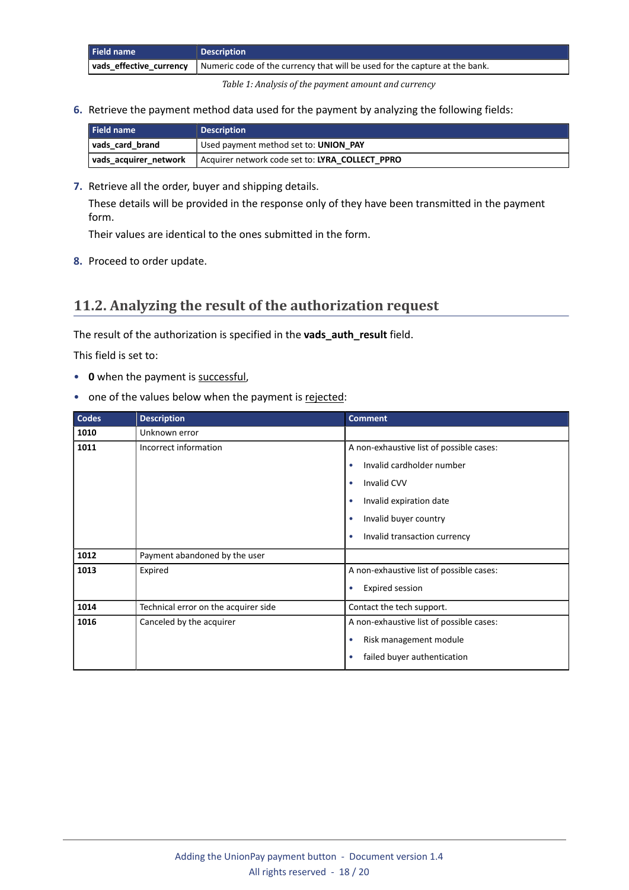| Field name | Description |
|---|---|
| **vads_effective_currency** | Numeric code of the currency that will be used for the capture at the bank. |

*Table 1: Analysis of the payment amount and currency*

6. Retrieve the payment method data used for the payment by analyzing the following fields:

| Field name | Description |
|---|---|
| **vads_card_brand** | Used payment method set to: **UNION_PAY** |
| **vads_acquirer_network** | Acquirer network code set to: **LYRA_COLLECT_PPRO** |

7. Retrieve all the order, buyer and shipping details.

   These details will be provided in the response only of they have been transmitted in the payment form.

   Their values are identical to the ones submitted in the form.

8. Proceed to order update.

## 11.2. Analyzing the result of the authorization request

The result of the authorization is specified in the **vads_auth_result** field.

This field is set to:

- **0** when the payment is successful,
- one of the values below when the payment is rejected:

| Codes | Description | Comment |
|---|---|---|
| **1010** | Unknown error | |
| **1011** | Incorrect information | A non-exhaustive list of possible cases:<br>• Invalid cardholder number<br>• Invalid CVV<br>• Invalid expiration date<br>• Invalid buyer country<br>• Invalid transaction currency |
| **1012** | Payment abandoned by the user | |
| **1013** | Expired | A non-exhaustive list of possible cases:<br>• Expired session |
| **1014** | Technical error on the acquirer side | Contact the tech support. |
| **1016** | Canceled by the acquirer | A non-exhaustive list of possible cases:<br>• Risk management module<br>• failed buyer authentication |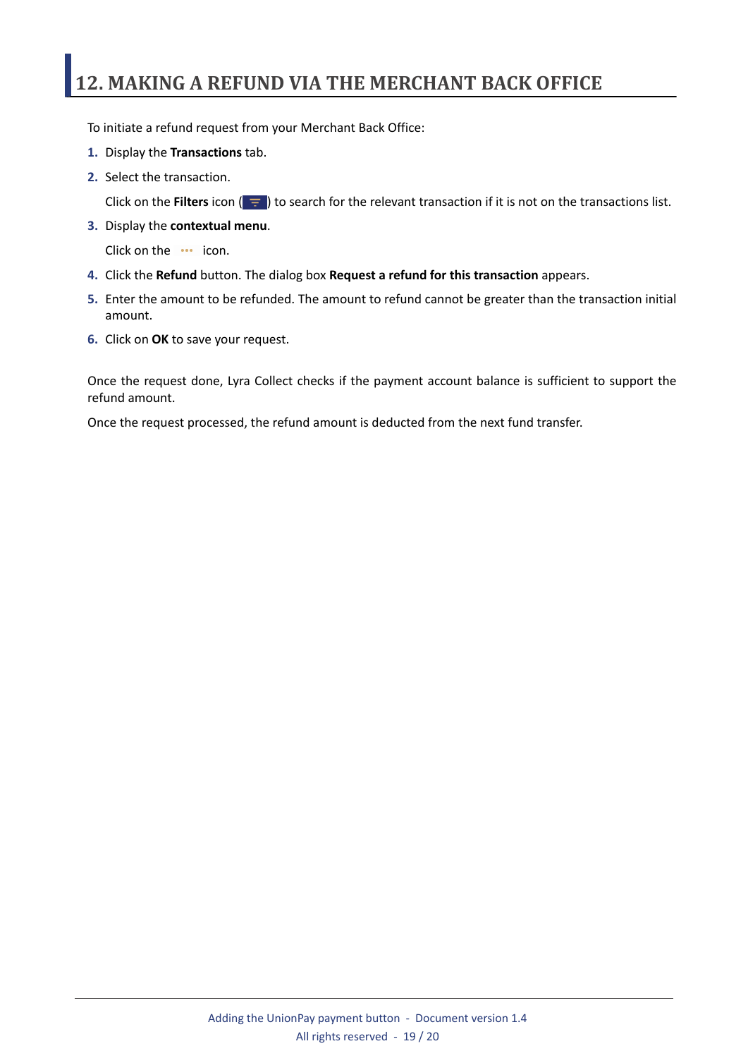# 12. MAKING A REFUND VIA THE MERCHANT BACK OFFICE

To initiate a refund request from your Merchant Back Office:

1. Display the **Transactions** tab.
2. Select the transaction.

   Click on the **Filters** icon ( ) to search for the relevant transaction if it is not on the transactions list.
3. Display the **contextual menu**.

   Click on the ••• icon.
4. Click the **Refund** button. The dialog box **Request a refund for this transaction** appears.
5. Enter the amount to be refunded. The amount to refund cannot be greater than the transaction initial amount.
6. Click on **OK** to save your request.

Once the request done, Lyra Collect checks if the payment account balance is sufficient to support the refund amount.

Once the request processed, the refund amount is deducted from the next fund transfer.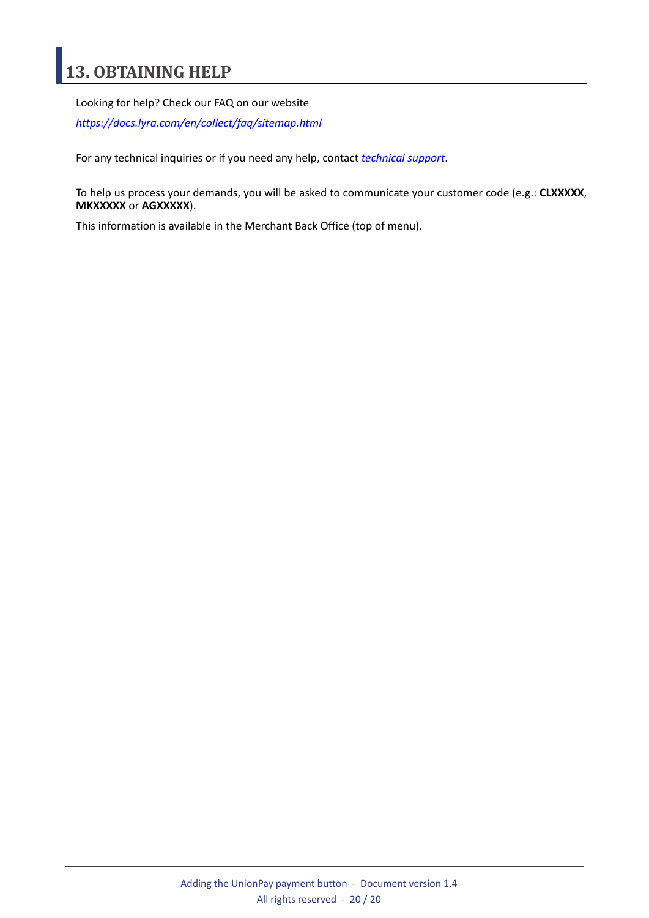# 13. OBTAINING HELP

Looking for help? Check our FAQ on our website

*https://docs.lyra.com/en/collect/faq/sitemap.html*

For any technical inquiries or if you need any help, contact *technical support*.

To help us process your demands, you will be asked to communicate your customer code (e.g.: **CLXXXXX**, **MKXXXXX** or **AGXXXXX**).

This information is available in the Merchant Back Office (top of menu).